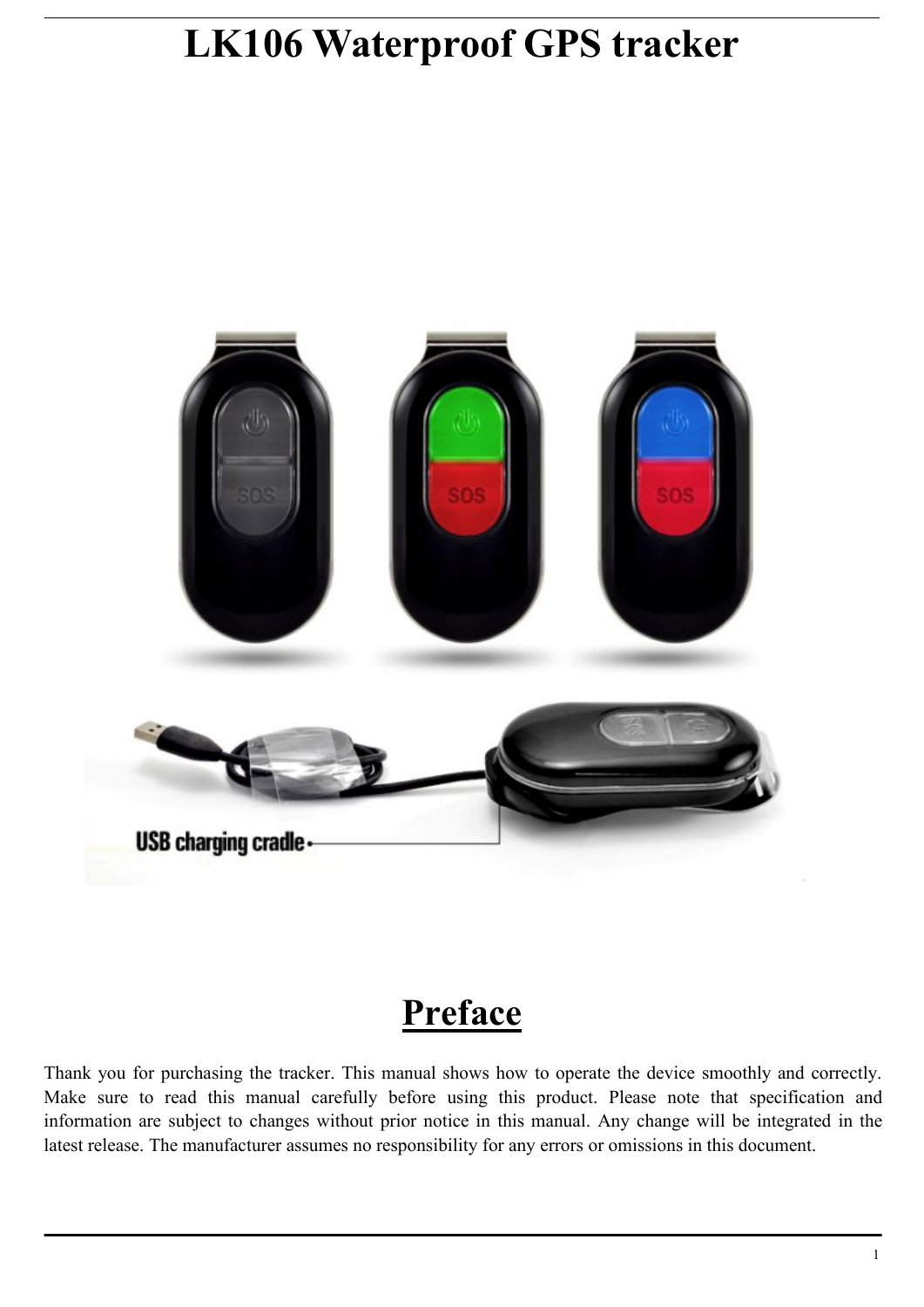# LK106 Waterproof GPS tracker

## Preface

Thank you for purchasing the tracker. This manual shows how to operate the device smoothly and correctly. Make sure to read this manual carefully before using this product. Please note that specification and information are subject to changes without prior notice in this manual. Any change will be integrated in the latest release. The manufacturer assumes no responsibility for any errors or omissions in this document.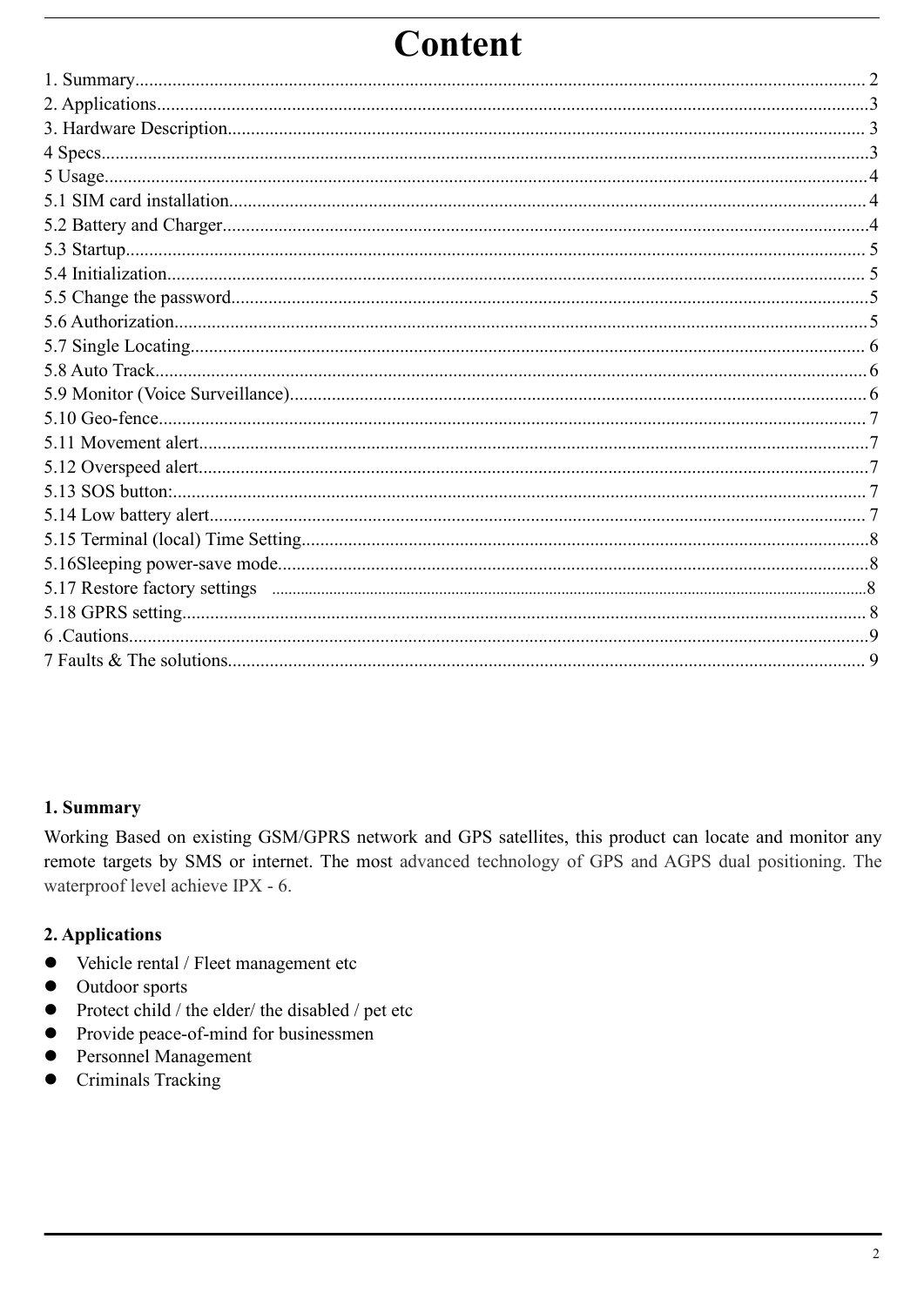# Content

1. Summary........................................................................................................................................ 2
2. Applications....................................................................................................................................3
3. Hardware Description..................................................................................................................... 3
4 Specs...............................................................................................................................................3
5 Usage..............................................................................................................................................4
5.1 SIM card installation..................................................................................................................... 4
5.2 Battery and Charger.......................................................................................................................4
5.3 Startup........................................................................................................................................... 5
5.4 Initialization.................................................................................................................................. 5
5.5 Change the password.....................................................................................................................5
5.6 Authorization.................................................................................................................................5
5.7 Single Locating.............................................................................................................................. 6
5.8 Auto Track..................................................................................................................................... 6
5.9 Monitor (Voice Surveillance)......................................................................................................... 6
5.10 Geo-fence..................................................................................................................................... 7
5.11 Movement alert.............................................................................................................................7
5.12 Overspeed alert.............................................................................................................................7
5.13 SOS button:.................................................................................................................................. 7
5.14 Low battery alert.......................................................................................................................... 7
5.15 Terminal (local) Time Setting.......................................................................................................8
5.16Sleeping power-save mode............................................................................................................8
5.17 Restore factory settings ..................................................................................................................8
5.18 GPRS setting................................................................................................................................ 8
6 .Cautions...........................................................................................................................................9
7 Faults & The solutions...................................................................................................................... 9

## 1. Summary

Working Based on existing GSM/GPRS network and GPS satellites, this product can locate and monitor any remote targets by SMS or internet. The most advanced technology of GPS and AGPS dual positioning. The waterproof level achieve IPX - 6.

## 2. Applications

- Vehicle rental / Fleet management etc
- Outdoor sports
- Protect child / the elder/ the disabled / pet etc
- Provide peace-of-mind for businessmen
- Personnel Management
- Criminals Tracking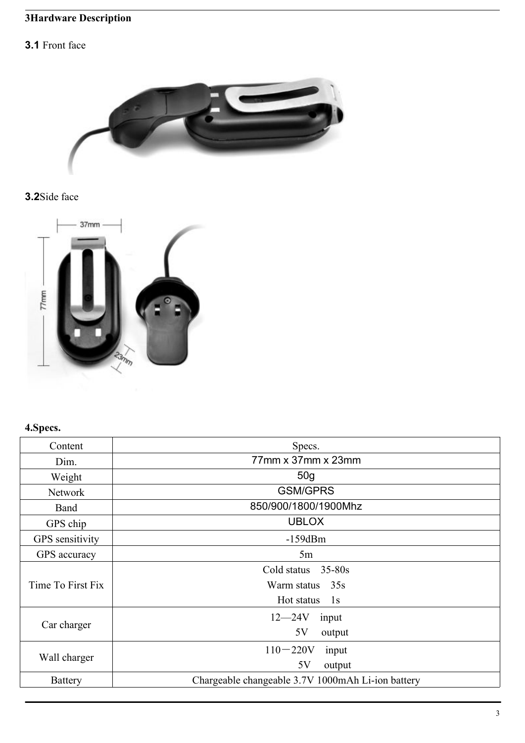## 3 Hardware Description

### 3.1 Front face

### 3.2 Side face

## 4. Specs.

| Content | Specs. |
|---|---|
| Dim. | 77mm x 37mm x 23mm |
| Weight | 50g |
| Network | GSM/GPRS |
| Band | 850/900/1800/1900Mhz |
| GPS chip | UBLOX |
| GPS sensitivity | -159dBm |
| GPS accuracy | 5m |
| Time To First Fix | Cold status 35-80s<br>Warm status 35s<br>Hot status 1s |
| Car charger | 12—24V input<br>5V output |
| Wall charger | 110－220V input<br>5V output |
| Battery | Chargeable changeable 3.7V 1000mAh Li-ion battery |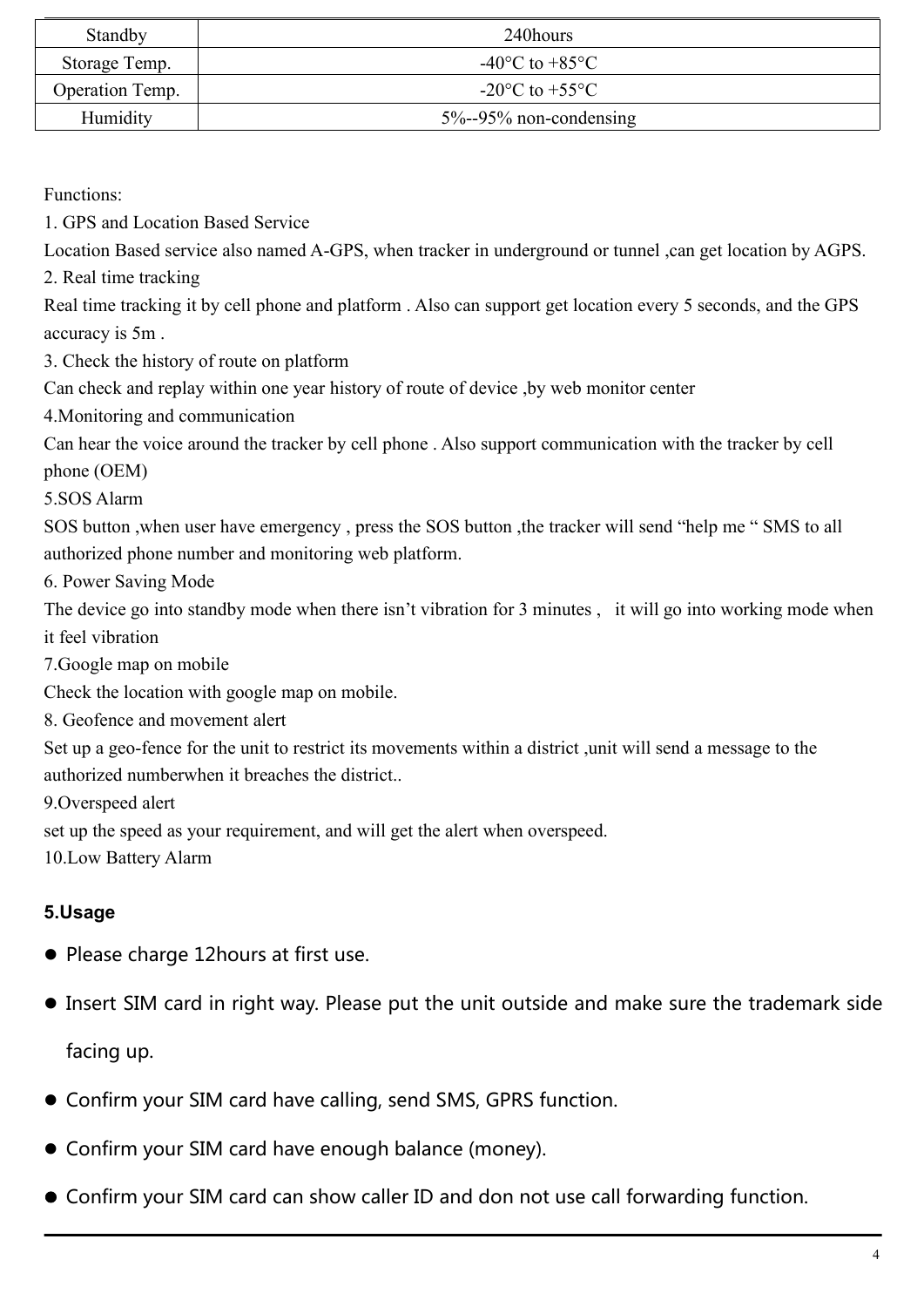| Standby | 240hours |
| --- | --- |
| Storage Temp. | -40°C to +85°C |
| Operation Temp. | -20°C to +55°C |
| Humidity | 5%--95% non-condensing |

Functions:

1. GPS and Location Based Service

Location Based service also named A-GPS, when tracker in underground or tunnel ,can get location by AGPS.

2. Real time tracking

Real time tracking it by cell phone and platform . Also can support get location every 5 seconds, and the GPS accuracy is 5m .

3. Check the history of route on platform

Can check and replay within one year history of route of device ,by web monitor center

4.Monitoring and communication

Can hear the voice around the tracker by cell phone . Also support communication with the tracker by cell phone (OEM)

5.SOS Alarm

SOS button ,when user have emergency , press the SOS button ,the tracker will send "help me " SMS to all authorized phone number and monitoring web platform.

6. Power Saving Mode

The device go into standby mode when there isn't vibration for 3 minutes , it will go into working mode when it feel vibration

7.Google map on mobile

Check the location with google map on mobile.

8. Geofence and movement alert

Set up a geo-fence for the unit to restrict its movements within a district ,unit will send a message to the authorized numberwhen it breaches the district..

9.Overspeed alert

set up the speed as your requirement, and will get the alert when overspeed.

10.Low Battery Alarm

**5.Usage**

- Please charge 12hours at first use.
- Insert SIM card in right way. Please put the unit outside and make sure the trademark side facing up.
- Confirm your SIM card have calling, send SMS, GPRS function.
- Confirm your SIM card have enough balance (money).
- Confirm your SIM card can show caller ID and don not use call forwarding function.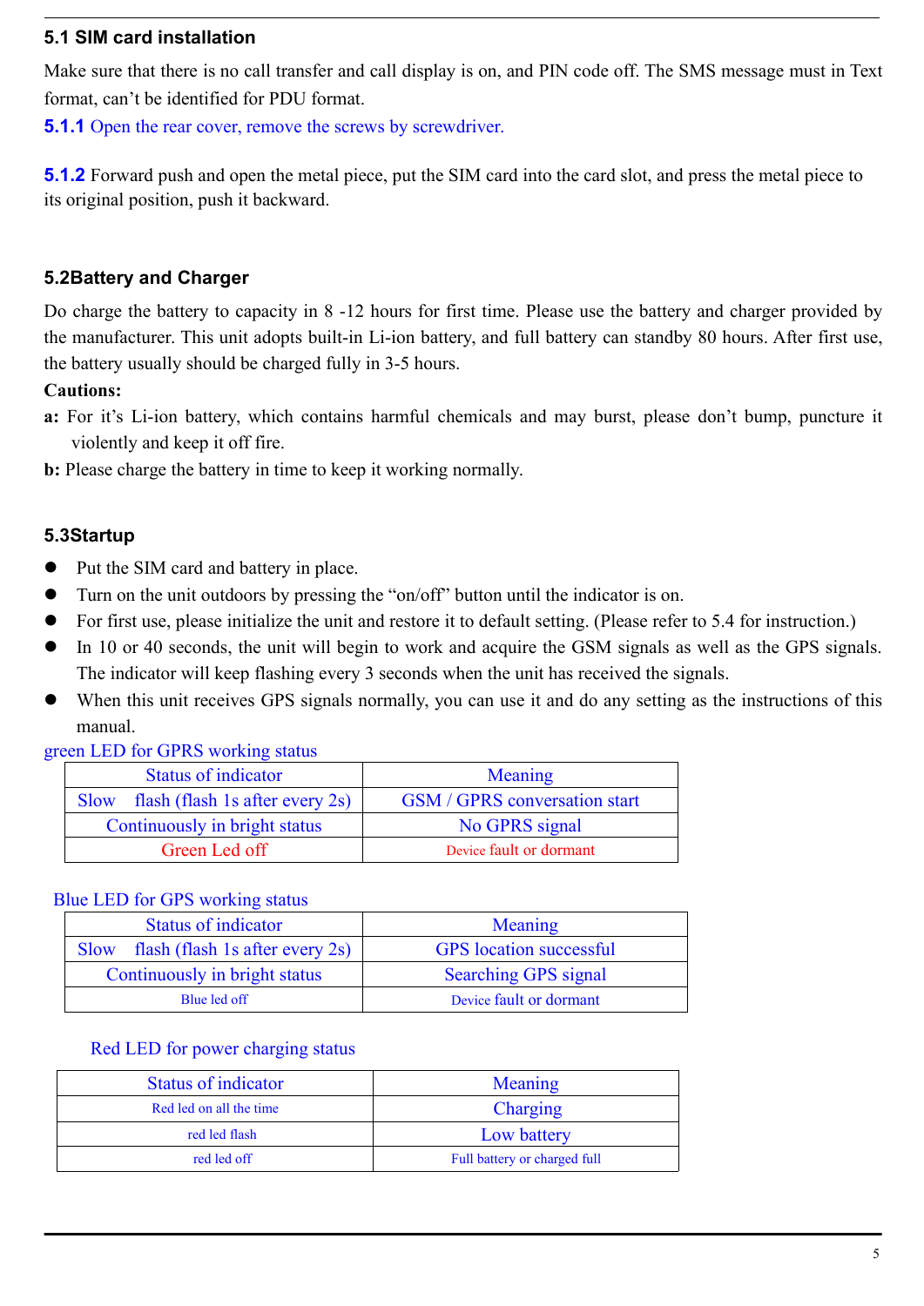### 5.1 SIM card installation

Make sure that there is no call transfer and call display is on, and PIN code off. The SMS message must in Text format, can't be identified for PDU format.

**5.1.1** Open the rear cover, remove the screws by screwdriver.

**5.1.2** Forward push and open the metal piece, put the SIM card into the card slot, and press the metal piece to its original position, push it backward.

### 5.2Battery and Charger

Do charge the battery to capacity in 8 -12 hours for first time. Please use the battery and charger provided by the manufacturer. This unit adopts built-in Li-ion battery, and full battery can standby 80 hours. After first use, the battery usually should be charged fully in 3-5 hours.

**Cautions:**

**a:** For it's Li-ion battery, which contains harmful chemicals and may burst, please don't bump, puncture it violently and keep it off fire.

**b:** Please charge the battery in time to keep it working normally.

### 5.3Startup

- Put the SIM card and battery in place.
- Turn on the unit outdoors by pressing the "on/off" button until the indicator is on.
- For first use, please initialize the unit and restore it to default setting. (Please refer to 5.4 for instruction.)
- In 10 or 40 seconds, the unit will begin to work and acquire the GSM signals as well as the GPS signals. The indicator will keep flashing every 3 seconds when the unit has received the signals.
- When this unit receives GPS signals normally, you can use it and do any setting as the instructions of this manual.

green LED for GPRS working status

| Status of indicator | Meaning |
|---|---|
| Slow flash (flash 1s after every 2s) | GSM / GPRS conversation start |
| Continuously in bright status | No GPRS signal |
| Green Led off | Device fault or dormant |

Blue LED for GPS working status

| Status of indicator | Meaning |
|---|---|
| Slow flash (flash 1s after every 2s) | GPS location successful |
| Continuously in bright status | Searching GPS signal |
| Blue led off | Device fault or dormant |

Red LED for power charging status

| Status of indicator | Meaning |
|---|---|
| Red led on all the time | Charging |
| red led flash | Low battery |
| red led off | Full battery or charged full |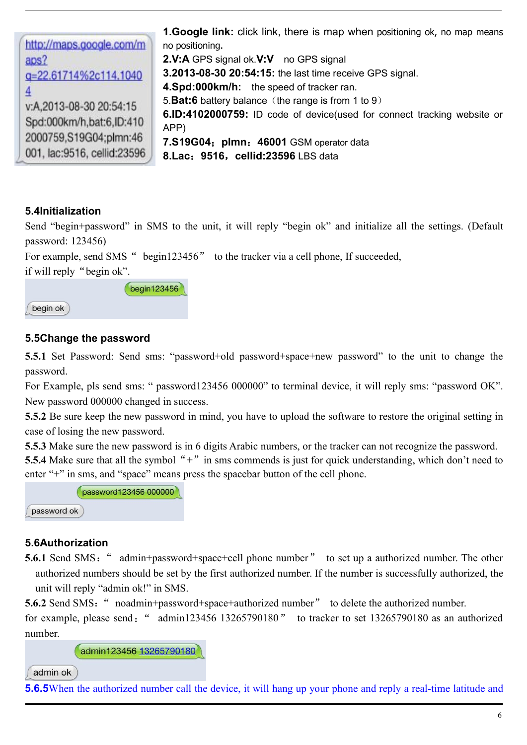http://maps.google.com/maps?q=22.61714%2c114.10404
v:A,2013-08-30 20:54:15
Spd:000km/h,bat:6,ID:4102000759,S19G04;plmn:46001, lac:9516, cellid:23596

**1.Google link:** click link, there is map when positioning ok, no map means no positioning.
**2.V:A** GPS signal ok.**V:V** no GPS signal
**3.2013-08-30 20:54:15:** the last time receive GPS signal.
**4.Spd:000km/h:** the speed of tracker ran.
5.**Bat:6** battery balance（the range is from 1 to 9）
**6.ID:4102000759:** ID code of device(used for connect tracking website or APP)
**7.S19G04；plmn：46001** GSM operator data
**8.Lac：9516，cellid:23596** LBS data

### 5.4Initialization

Send "begin+password" in SMS to the unit, it will reply "begin ok" and initialize all the settings. (Default password: 123456)
For example, send SMS " begin123456" to the tracker via a cell phone, If succeeded, if will reply "begin ok".

begin123456
begin ok

### 5.5Change the password

**5.5.1** Set Password: Send sms: "password+old password+space+new password" to the unit to change the password.
For Example, pls send sms: " password123456 000000" to terminal device, it will reply sms: "password OK". New password 000000 changed in success.
**5.5.2** Be sure keep the new password in mind, you have to upload the software to restore the original setting in case of losing the new password.
**5.5.3** Make sure the new password is in 6 digits Arabic numbers, or the tracker can not recognize the password.
**5.5.4** Make sure that all the symbol "+" in sms commends is just for quick understanding, which don't need to enter "+" in sms, and "space" means press the spacebar button of the cell phone.

password123456 000000
password ok

### 5.6Authorization

**5.6.1** Send SMS：" admin+password+space+cell phone number" to set up a authorized number. The other authorized numbers should be set by the first authorized number. If the number is successfully authorized, the unit will reply "admin ok!" in SMS.
**5.6.2** Send SMS：" noadmin+password+space+authorized number" to delete the authorized number.
for example, please send：" admin123456 13265790180" to tracker to set 13265790180 as an authorized number.

admin123456 13265790180
admin ok

**5.6.5**When the authorized number call the device, it will hang up your phone and reply a real-time latitude and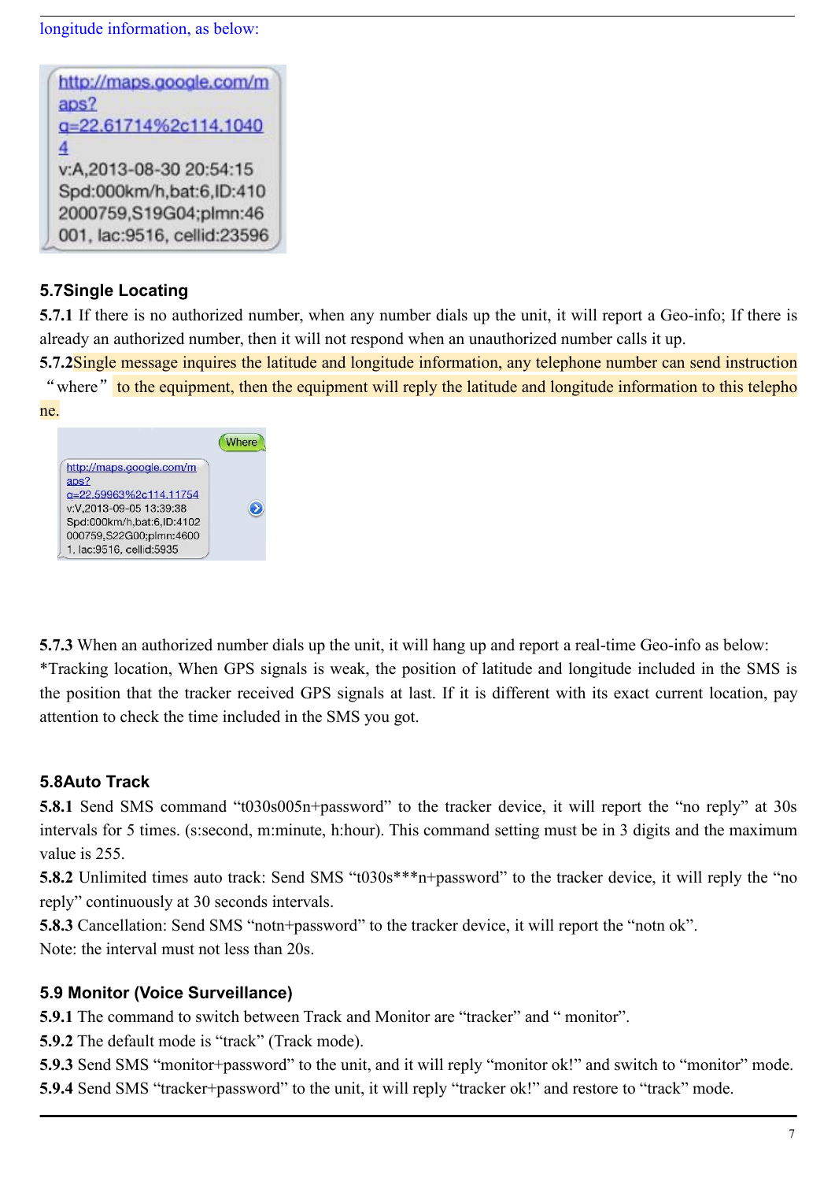longitude information, as below:

## 5.7Single Locating

**5.7.1** If there is no authorized number, when any number dials up the unit, it will report a Geo-info; If there is already an authorized number, then it will not respond when an unauthorized number calls it up.

**5.7.2**Single message inquires the latitude and longitude information, any telephone number can send instruction "where" to the equipment, then the equipment will reply the latitude and longitude information to this telephone.

**5.7.3** When an authorized number dials up the unit, it will hang up and report a real-time Geo-info as below:

*Tracking location, When GPS signals is weak, the position of latitude and longitude included in the SMS is the position that the tracker received GPS signals at last. If it is different with its exact current location, pay attention to check the time included in the SMS you got.

## 5.8Auto Track

**5.8.1** Send SMS command "t030s005n+password" to the tracker device, it will report the "no reply" at 30s intervals for 5 times. (s:second, m:minute, h:hour). This command setting must be in 3 digits and the maximum value is 255.

**5.8.2** Unlimited times auto track: Send SMS "t030s***n+password" to the tracker device, it will reply the "no reply" continuously at 30 seconds intervals.

**5.8.3** Cancellation: Send SMS "notn+password" to the tracker device, it will report the "notn ok".

Note: the interval must not less than 20s.

## 5.9 Monitor (Voice Surveillance)

**5.9.1** The command to switch between Track and Monitor are "tracker" and " monitor".

**5.9.2** The default mode is "track" (Track mode).

**5.9.3** Send SMS "monitor+password" to the unit, and it will reply "monitor ok!" and switch to "monitor" mode.

**5.9.4** Send SMS "tracker+password" to the unit, it will reply "tracker ok!" and restore to "track" mode.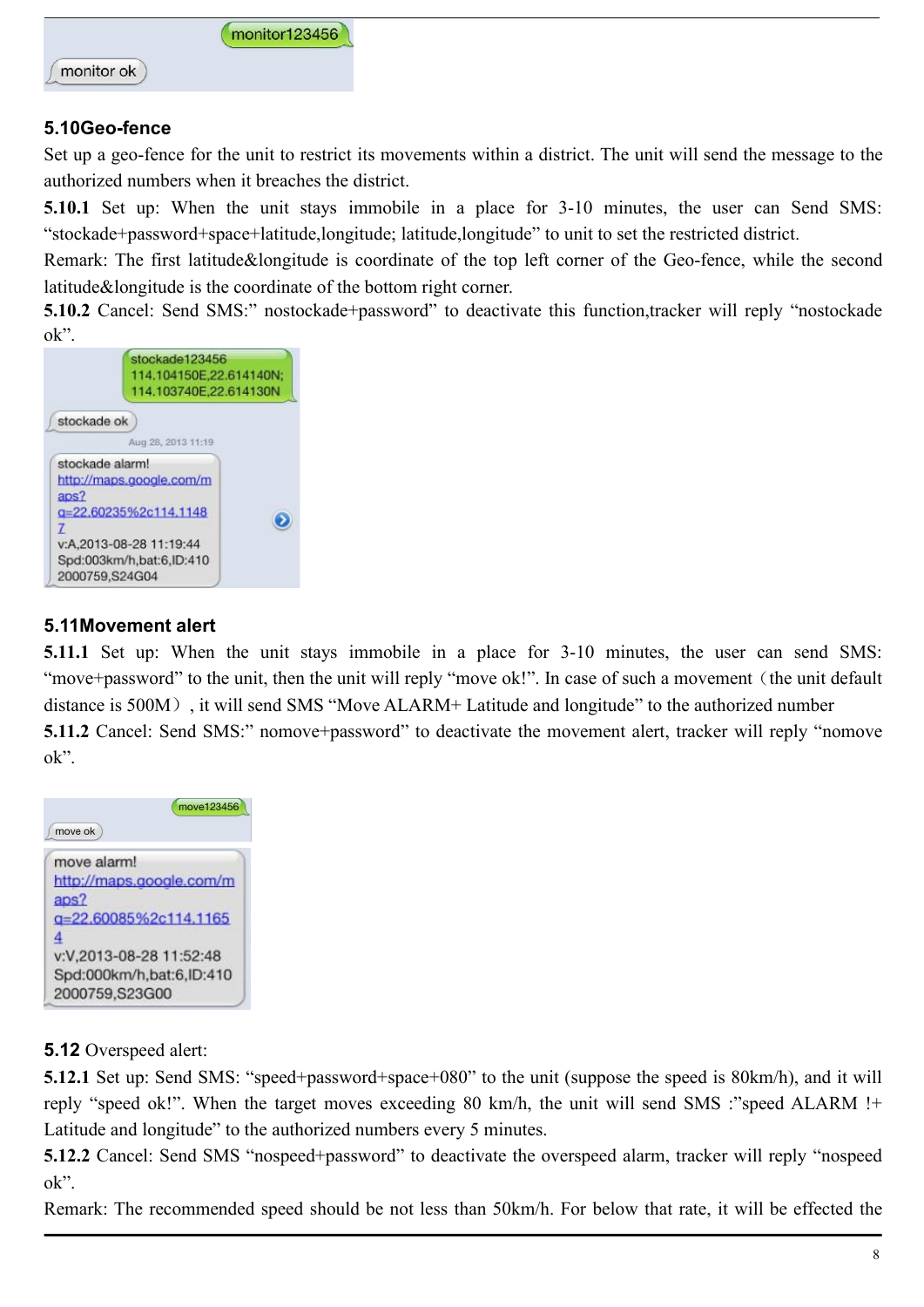## 5.10Geo-fence

Set up a geo-fence for the unit to restrict its movements within a district. The unit will send the message to the authorized numbers when it breaches the district.

**5.10.1** Set up: When the unit stays immobile in a place for 3-10 minutes, the user can Send SMS: “stockade+password+space+latitude,longitude; latitude,longitude” to unit to set the restricted district.

Remark: The first latitude&longitude is coordinate of the top left corner of the Geo-fence, while the second latitude&longitude is the coordinate of the bottom right corner.

**5.10.2** Cancel: Send SMS:” nostockade+password” to deactivate this function,tracker will reply “nostockade ok”.

## 5.11Movement alert

**5.11.1** Set up: When the unit stays immobile in a place for 3-10 minutes, the user can send SMS: “move+password” to the unit, then the unit will reply “move ok!”. In case of such a movement（the unit default distance is 500M）, it will send SMS “Move ALARM+ Latitude and longitude” to the authorized number

**5.11.2** Cancel: Send SMS:” nomove+password” to deactivate the movement alert, tracker will reply “nomove ok”.

**5.12** Overspeed alert:

**5.12.1** Set up: Send SMS: “speed+password+space+080” to the unit (suppose the speed is 80km/h), and it will reply “speed ok!”. When the target moves exceeding 80 km/h, the unit will send SMS :”speed ALARM !+ Latitude and longitude” to the authorized numbers every 5 minutes.

**5.12.2** Cancel: Send SMS “nospeed+password” to deactivate the overspeed alarm, tracker will reply “nospeed ok”.

Remark: The recommended speed should be not less than 50km/h. For below that rate, it will be effected the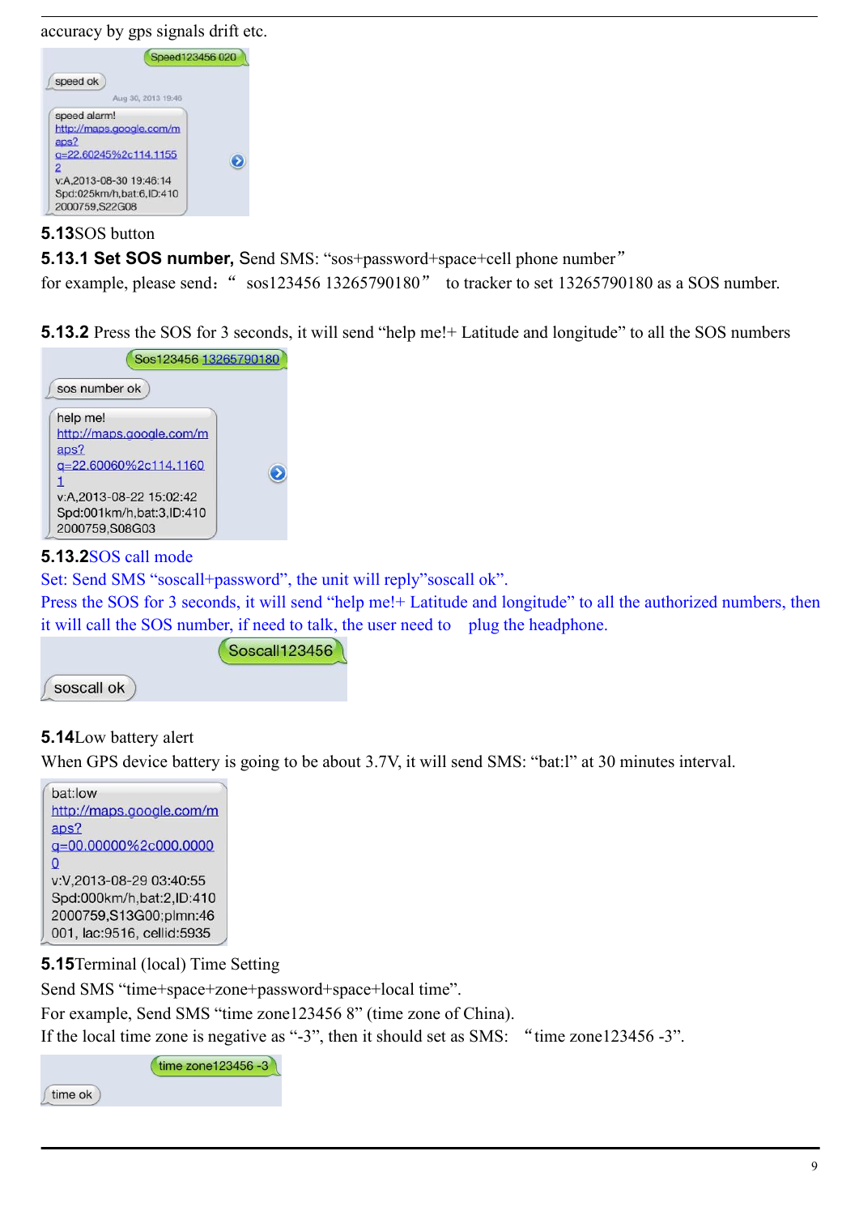accuracy by gps signals drift etc.

Speed123456 020

speed ok

Aug 30, 2013 19:46

speed alarm!
http://maps.google.com/maps?q=22.60245%2c114.11552
v:A,2013-08-30 19:46:14
Spd:025km/h,bat:6,ID:4102000759,S22G08

**5.13**SOS button

**5.13.1 Set SOS number,** Send SMS: "sos+password+space+cell phone number"

for example, please send: " sos123456 13265790180 " to tracker to set 13265790180 as a SOS number.

**5.13.2** Press the SOS for 3 seconds, it will send "help me!+ Latitude and longitude" to all the SOS numbers

Sos123456 13265790180

sos number ok

help me!
http://maps.google.com/maps?q=22.60060%2c114.11601
v:A,2013-08-22 15:02:42
Spd:001km/h,bat:3,ID:4102000759,S08G03

**5.13.2**SOS call mode

Set: Send SMS "soscall+password", the unit will reply"soscall ok".

Press the SOS for 3 seconds, it will send "help me!+ Latitude and longitude" to all the authorized numbers, then it will call the SOS number, if need to talk, the user need to plug the headphone.

Soscall123456

soscall ok

**5.14**Low battery alert

When GPS device battery is going to be about 3.7V, it will send SMS: "bat:l" at 30 minutes interval.

bat:low
http://maps.google.com/maps?q=00.00000%2c000.00000
v:V,2013-08-29 03:40:55
Spd:000km/h,bat:2,ID:4102000759,S13G00;plmn:46001, lac:9516, cellid:5935

**5.15**Terminal (local) Time Setting

Send SMS "time+space+zone+password+space+local time".

For example, Send SMS "time zone123456 8" (time zone of China).

If the local time zone is negative as "-3", then it should set as SMS: "time zone123456 -3".

time zone123456 -3

time ok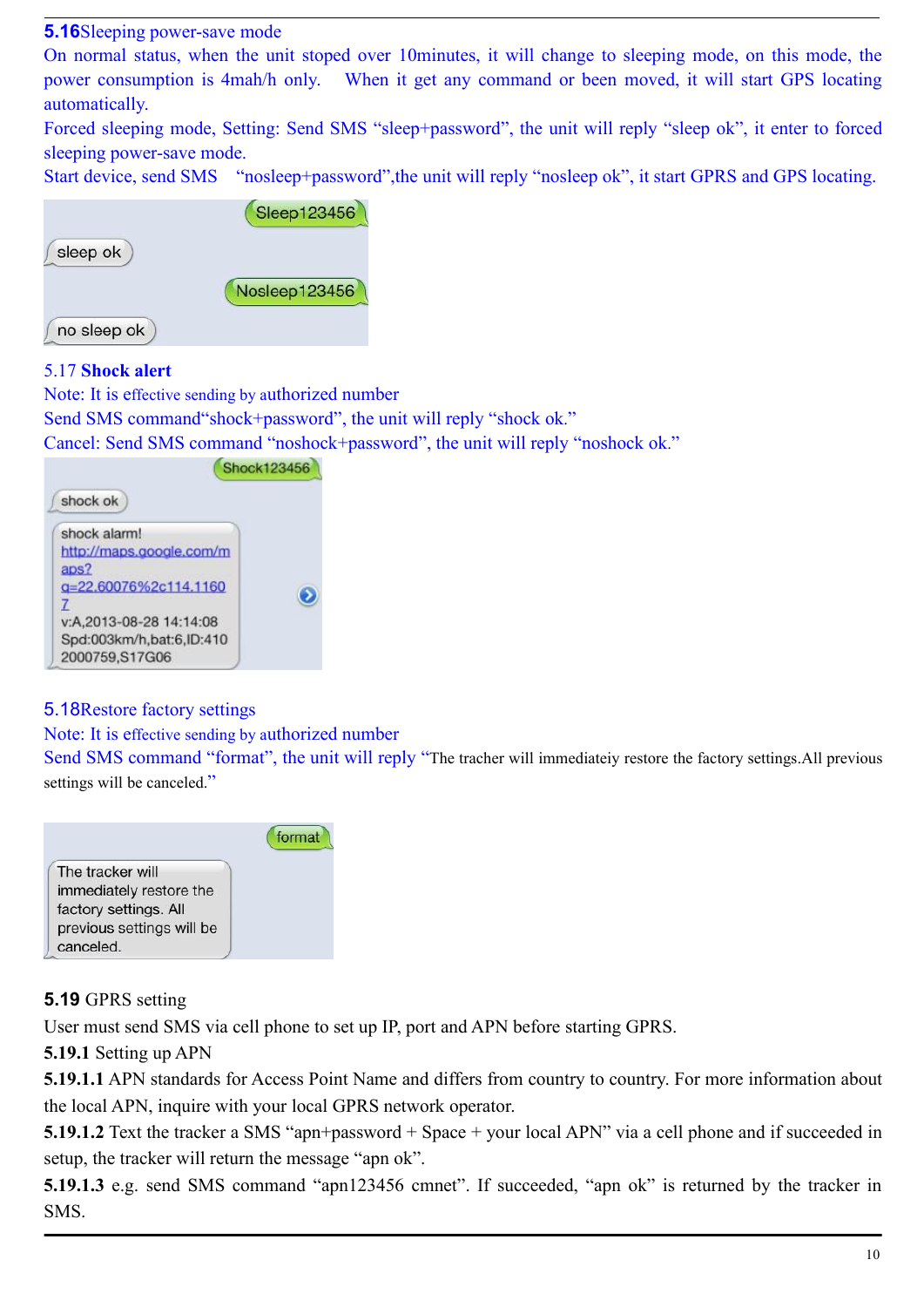## 5.16 Sleeping power-save mode

On normal status, when the unit stoped over 10minutes, it will change to sleeping mode, on this mode, the power consumption is 4mah/h only. When it get any command or been moved, it will start GPS locating automatically.

Forced sleeping mode, Setting: Send SMS "sleep+password", the unit will reply "sleep ok", it enter to forced sleeping power-save mode.

Start device, send SMS "nosleep+password",the unit will reply "nosleep ok", it start GPRS and GPS locating.

## 5.17 Shock alert

Note: It is effective sending by authorized number

Send SMS command"shock+password", the unit will reply "shock ok."

Cancel: Send SMS command "noshock+password", the unit will reply "noshock ok."

## 5.18 Restore factory settings

Note: It is effective sending by authorized number

Send SMS command "format", the unit will reply "The tracher will immediateiy restore the factory settings.All previous settings will be canceled."

## 5.19 GPRS setting

User must send SMS via cell phone to set up IP, port and APN before starting GPRS.

**5.19.1** Setting up APN

**5.19.1.1** APN standards for Access Point Name and differs from country to country. For more information about the local APN, inquire with your local GPRS network operator.

**5.19.1.2** Text the tracker a SMS "apn+password + Space + your local APN" via a cell phone and if succeeded in setup, the tracker will return the message "apn ok".

**5.19.1.3** e.g. send SMS command "apn123456 cmnet". If succeeded, "apn ok" is returned by the tracker in SMS.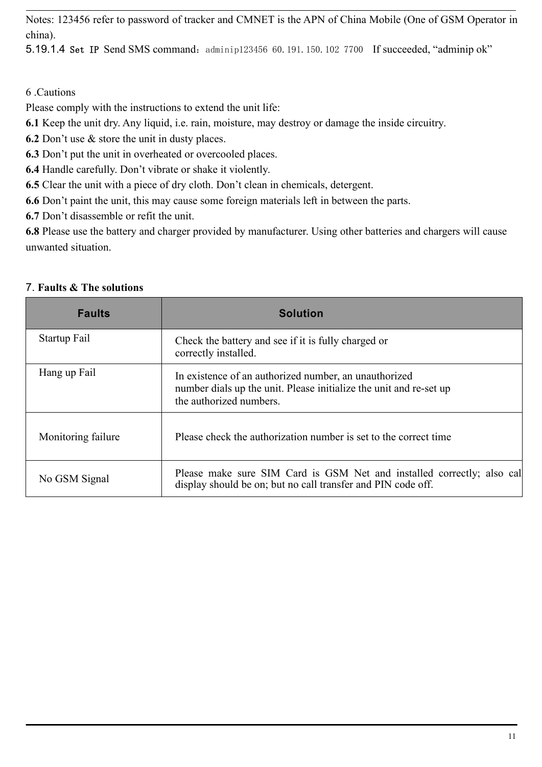Notes: 123456 refer to password of tracker and CMNET is the APN of China Mobile (One of GSM Operator in china).

5.19.1.4 Set IP Send SMS command：adminip123456 60.191.150.102 7700 If succeeded, “adminip ok”

6 .Cautions

Please comply with the instructions to extend the unit life:

**6.1** Keep the unit dry. Any liquid, i.e. rain, moisture, may destroy or damage the inside circuitry.

**6.2** Don’t use & store the unit in dusty places.

**6.3** Don’t put the unit in overheated or overcooled places.

**6.4** Handle carefully. Don’t vibrate or shake it violently.

**6.5** Clear the unit with a piece of dry cloth. Don’t clean in chemicals, detergent.

**6.6** Don’t paint the unit, this may cause some foreign materials left in between the parts.

**6.7** Don’t disassemble or refit the unit.

**6.8** Please use the battery and charger provided by manufacturer. Using other batteries and chargers will cause unwanted situation.

7. **Faults & The solutions**

| Faults | Solution |
| --- | --- |
| Startup Fail | Check the battery and see if it is fully charged or correctly installed. |
| Hang up Fail | In existence of an authorized number, an unauthorized number dials up the unit. Please initialize the unit and re-set up the authorized numbers. |
| Monitoring failure | Please check the authorization number is set to the correct time |
| No GSM Signal | Please make sure SIM Card is GSM Net and installed correctly; also cal display should be on; but no call transfer and PIN code off. |